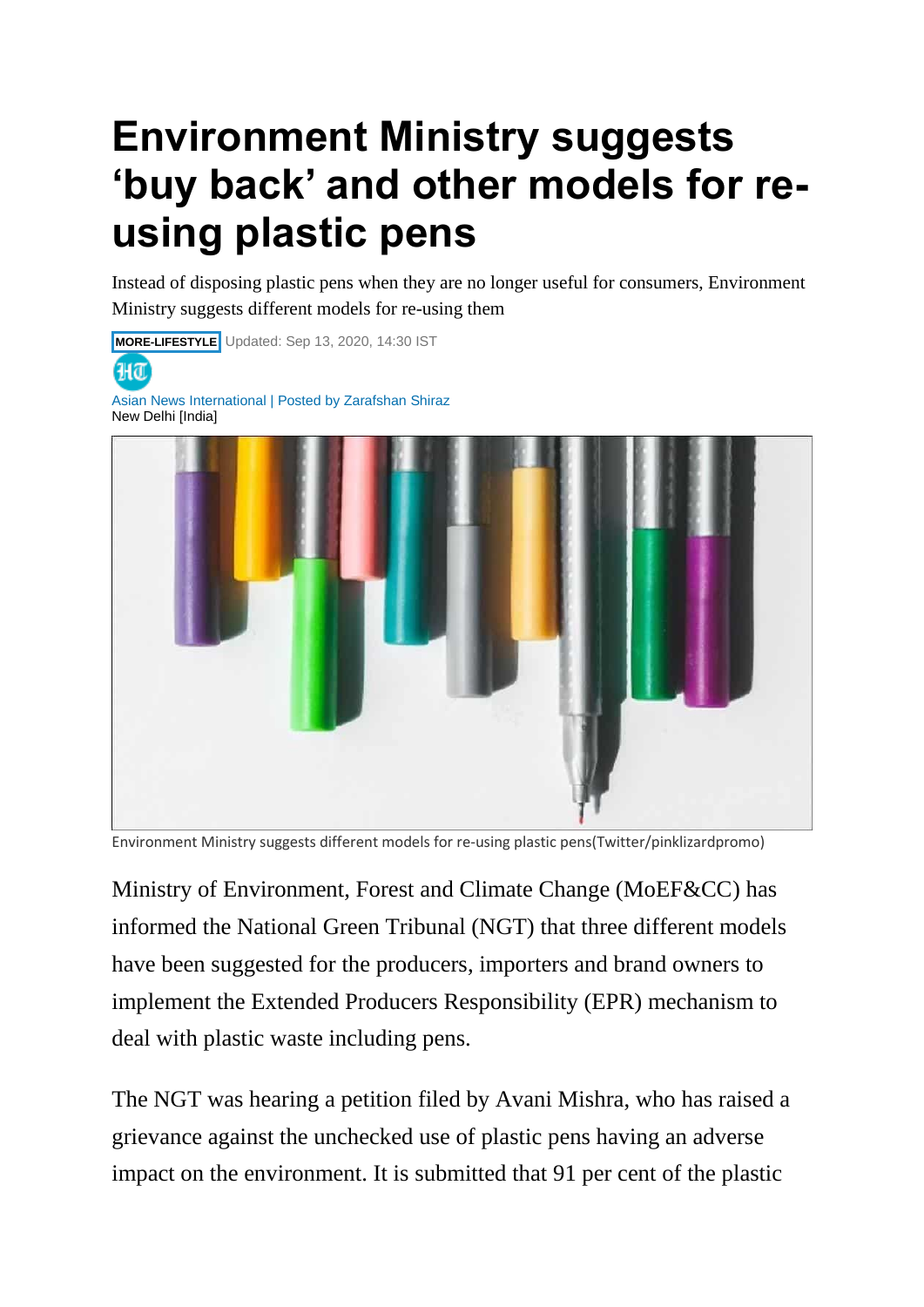# Environment Ministry suggests 'buy back' and other models for re-using plastic pens

Instead of disposing plastic pens when they are no longer useful for consumers, Environment Ministry suggests different models for re-using them

MORE-LIFESTYLE Updated: Sep 13, 2020, 14:30 IST

Asian News International | Posted by Zarafshan Shiraz
New Delhi [India]

Environment Ministry suggests different models for re-using plastic pens(Twitter/pinklizardpromo)

Ministry of Environment, Forest and Climate Change (MoEF&CC) has informed the National Green Tribunal (NGT) that three different models have been suggested for the producers, importers and brand owners to implement the Extended Producers Responsibility (EPR) mechanism to deal with plastic waste including pens.

The NGT was hearing a petition filed by Avani Mishra, who has raised a grievance against the unchecked use of plastic pens having an adverse impact on the environment. It is submitted that 91 per cent of the plastic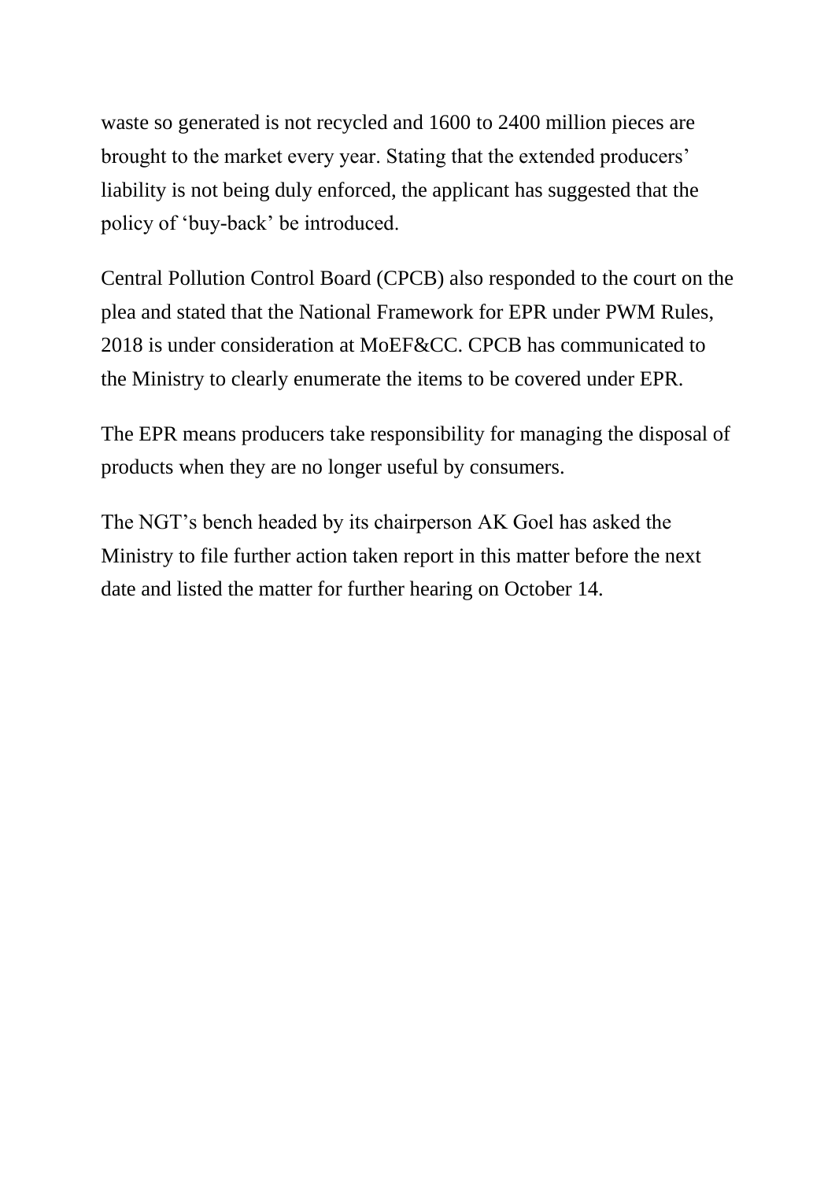waste so generated is not recycled and 1600 to 2400 million pieces are brought to the market every year. Stating that the extended producers' liability is not being duly enforced, the applicant has suggested that the policy of 'buy-back' be introduced.

Central Pollution Control Board (CPCB) also responded to the court on the plea and stated that the National Framework for EPR under PWM Rules, 2018 is under consideration at MoEF&CC. CPCB has communicated to the Ministry to clearly enumerate the items to be covered under EPR.

The EPR means producers take responsibility for managing the disposal of products when they are no longer useful by consumers.

The NGT's bench headed by its chairperson AK Goel has asked the Ministry to file further action taken report in this matter before the next date and listed the matter for further hearing on October 14.